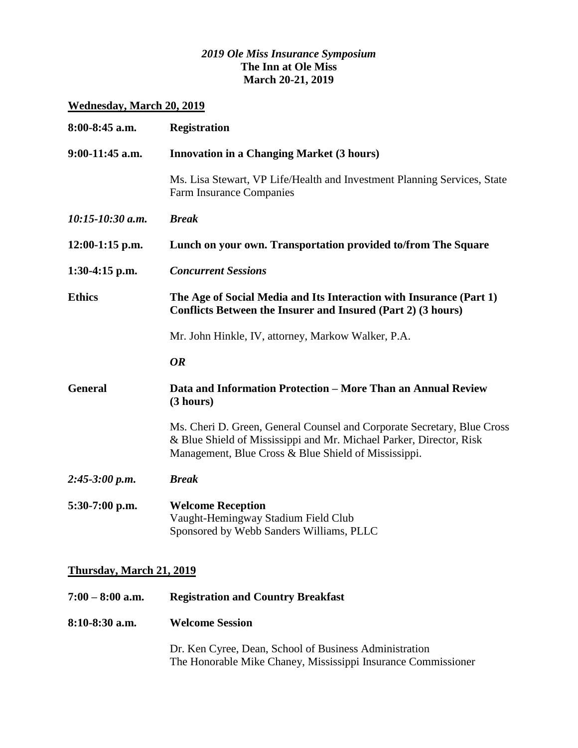*2019 Ole Miss Insurance Symposium*
**The Inn at Ole Miss**
**March 20-21, 2019**

**Wednesday, March 20, 2019**

**8:00-8:45 a.m.** **Registration**

**9:00-11:45 a.m.** **Innovation in a Changing Market (3 hours)**

Ms. Lisa Stewart, VP Life/Health and Investment Planning Services, State Farm Insurance Companies

*10:15-10:30 a.m.* ***Break***

**12:00-1:15 p.m.** **Lunch on your own. Transportation provided to/from The Square**

**1:30-4:15 p.m.** ***Concurrent Sessions***

**Ethics** **The Age of Social Media and Its Interaction with Insurance (Part 1) Conflicts Between the Insurer and Insured (Part 2) (3 hours)**

Mr. John Hinkle, IV, attorney, Markow Walker, P.A.

***OR***

**General** **Data and Information Protection – More Than an Annual Review (3 hours)**

Ms. Cheri D. Green, General Counsel and Corporate Secretary, Blue Cross & Blue Shield of Mississippi and Mr. Michael Parker, Director, Risk Management, Blue Cross & Blue Shield of Mississippi.

*2:45-3:00 p.m.* ***Break***

**5:30-7:00 p.m.** **Welcome Reception**
Vaught-Hemingway Stadium Field Club
Sponsored by Webb Sanders Williams, PLLC

**Thursday, March 21, 2019**

**7:00 – 8:00 a.m.** **Registration and Country Breakfast**

**8:10-8:30 a.m.** **Welcome Session**

Dr. Ken Cyree, Dean, School of Business Administration
The Honorable Mike Chaney, Mississippi Insurance Commissioner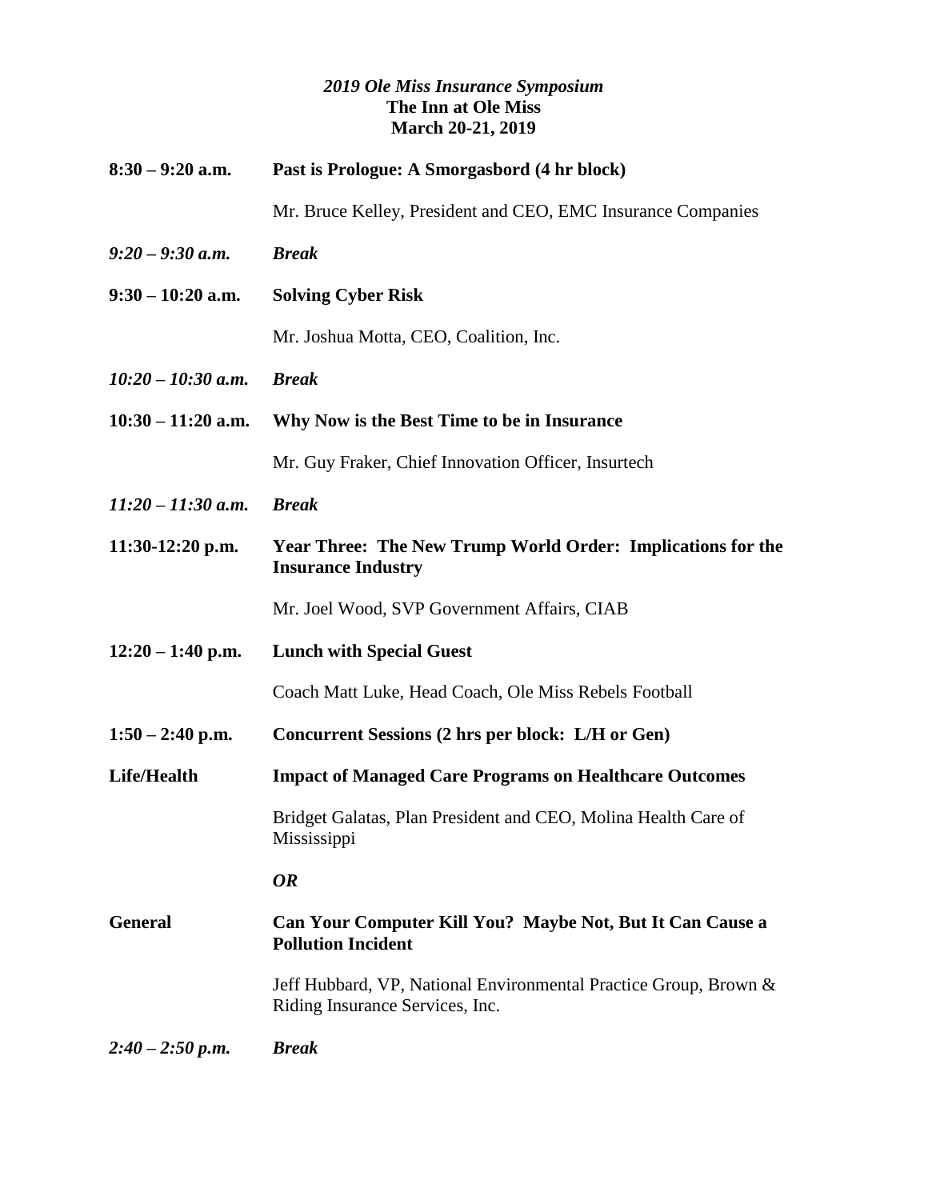*2019 Ole Miss Insurance Symposium*
**The Inn at Ole Miss**
**March 20-21, 2019**

**8:30 – 9:20 a.m.** **Past is Prologue: A Smorgasbord (4 hr block)**

Mr. Bruce Kelley, President and CEO, EMC Insurance Companies

***9:20 – 9:30 a.m.*** ***Break***

**9:30 – 10:20 a.m.** **Solving Cyber Risk**

Mr. Joshua Motta, CEO, Coalition, Inc.

***10:20 – 10:30 a.m.*** ***Break***

**10:30 – 11:20 a.m.** **Why Now is the Best Time to be in Insurance**

Mr. Guy Fraker, Chief Innovation Officer, Insurtech

***11:20 – 11:30 a.m.*** ***Break***

**11:30-12:20 p.m.** **Year Three: The New Trump World Order: Implications for the Insurance Industry**

Mr. Joel Wood, SVP Government Affairs, CIAB

**12:20 – 1:40 p.m.** **Lunch with Special Guest**

Coach Matt Luke, Head Coach, Ole Miss Rebels Football

**1:50 – 2:40 p.m.** **Concurrent Sessions (2 hrs per block: L/H or Gen)**

**Life/Health** **Impact of Managed Care Programs on Healthcare Outcomes**

Bridget Galatas, Plan President and CEO, Molina Health Care of Mississippi

***OR***

**General** **Can Your Computer Kill You? Maybe Not, But It Can Cause a Pollution Incident**

Jeff Hubbard, VP, National Environmental Practice Group, Brown & Riding Insurance Services, Inc.

***2:40 – 2:50 p.m.*** ***Break***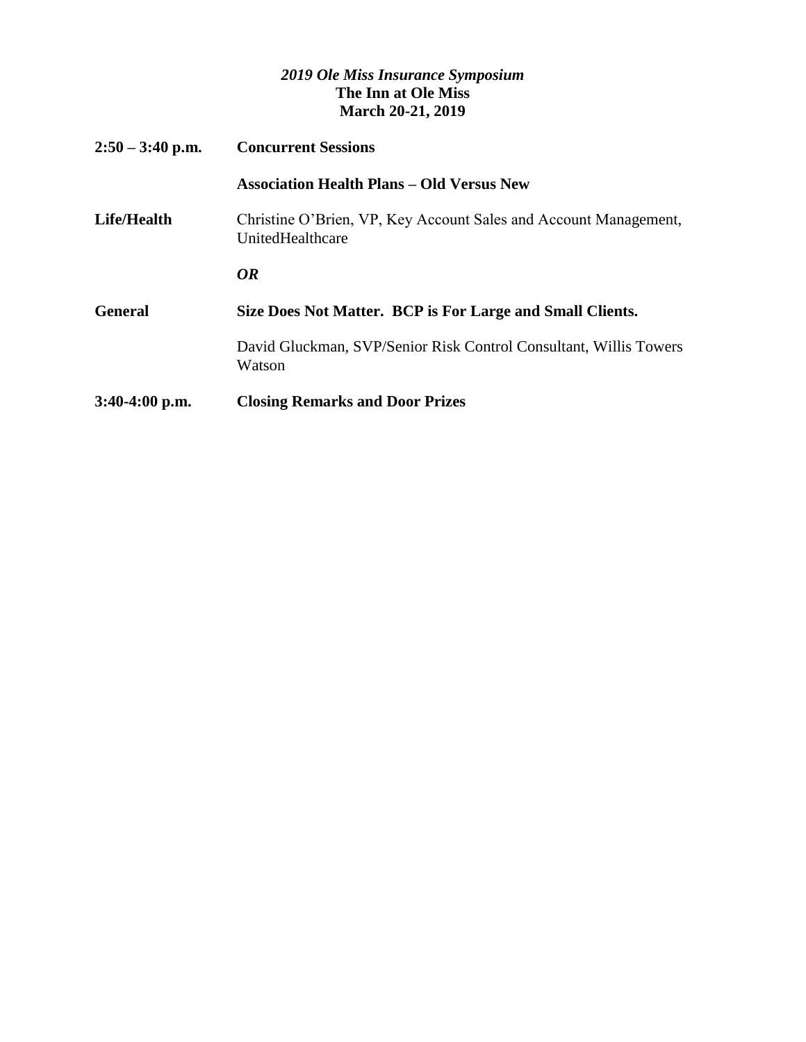*2019 Ole Miss Insurance Symposium*
**The Inn at Ole Miss**
**March 20-21, 2019**

| | |
|---|---|
| **2:50 – 3:40 p.m.** | **Concurrent Sessions** |
| | **Association Health Plans – Old Versus New** |
| **Life/Health** | Christine O'Brien, VP, Key Account Sales and Account Management, UnitedHealthcare |
| | ***OR*** |
| **General** | **Size Does Not Matter. BCP is For Large and Small Clients.** |
| | David Gluckman, SVP/Senior Risk Control Consultant, Willis Towers Watson |
| **3:40-4:00 p.m.** | **Closing Remarks and Door Prizes** |